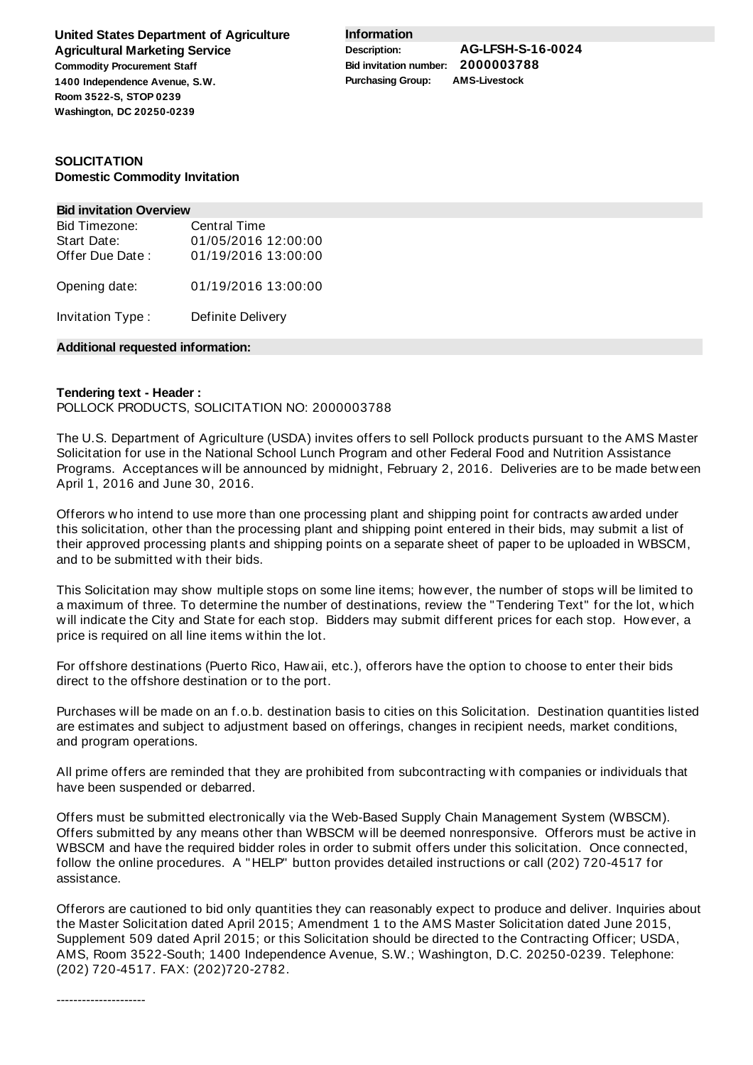**United States Department of Agriculture**
**Agricultural Marketing Service**
**Commodity Procurement Staff**
**1400 Independence Avenue, S.W.**
**Room 3522-S, STOP 0239**
**Washington, DC 20250-0239**

**Information**

| | |
|---|---|
| **Description:** | **AG-LFSH-S-16-0024** |
| **Bid invitation number:** | **2000003788** |
| **Purchasing Group:** | **AMS-Livestock** |

**SOLICITATION**
**Domestic Commodity Invitation**

**Bid invitation Overview**

| | |
|---|---|
| Bid Timezone: | Central Time |
| Start Date: | 01/05/2016 12:00:00 |
| Offer Due Date : | 01/19/2016 13:00:00 |
| Opening date: | 01/19/2016 13:00:00 |
| Invitation Type : | Definite Delivery |

**Additional requested information:**

**Tendering text - Header :**
POLLOCK PRODUCTS, SOLICITATION NO: 2000003788

The U.S. Department of Agriculture (USDA) invites offers to sell Pollock products pursuant to the AMS Master Solicitation for use in the National School Lunch Program and other Federal Food and Nutrition Assistance Programs. Acceptances will be announced by midnight, February 2, 2016. Deliveries are to be made between April 1, 2016 and June 30, 2016.

Offerors who intend to use more than one processing plant and shipping point for contracts awarded under this solicitation, other than the processing plant and shipping point entered in their bids, may submit a list of their approved processing plants and shipping points on a separate sheet of paper to be uploaded in WBSCM, and to be submitted with their bids.

This Solicitation may show multiple stops on some line items; however, the number of stops will be limited to a maximum of three. To determine the number of destinations, review the "Tendering Text" for the lot, which will indicate the City and State for each stop. Bidders may submit different prices for each stop. However, a price is required on all line items within the lot.

For offshore destinations (Puerto Rico, Hawaii, etc.), offerors have the option to choose to enter their bids direct to the offshore destination or to the port.

Purchases will be made on an f.o.b. destination basis to cities on this Solicitation. Destination quantities listed are estimates and subject to adjustment based on offerings, changes in recipient needs, market conditions, and program operations.

All prime offers are reminded that they are prohibited from subcontracting with companies or individuals that have been suspended or debarred.

Offers must be submitted electronically via the Web-Based Supply Chain Management System (WBSCM). Offers submitted by any means other than WBSCM will be deemed nonresponsive. Offerors must be active in WBSCM and have the required bidder roles in order to submit offers under this solicitation. Once connected, follow the online procedures. A "HELP" button provides detailed instructions or call (202) 720-4517 for assistance.

Offerors are cautioned to bid only quantities they can reasonably expect to produce and deliver. Inquiries about the Master Solicitation dated April 2015; Amendment 1 to the AMS Master Solicitation dated June 2015, Supplement 509 dated April 2015; or this Solicitation should be directed to the Contracting Officer; USDA, AMS, Room 3522-South; 1400 Independence Avenue, S.W.; Washington, D.C. 20250-0239. Telephone: (202) 720-4517. FAX: (202)720-2782.

---------------------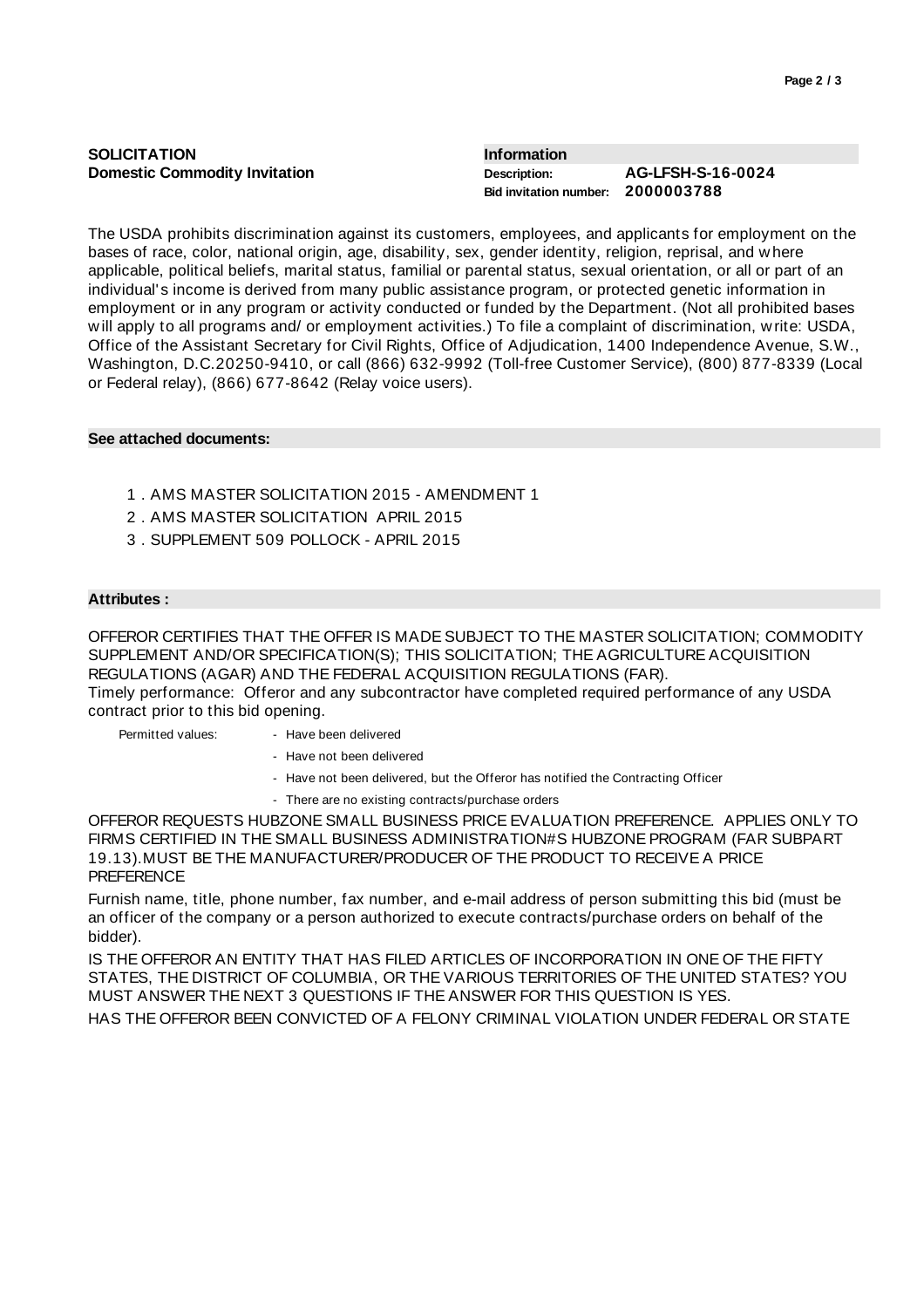**SOLICITATION**
**Domestic Commodity Invitation**

**Information**

| | |
|---|---|
| **Description:** | **AG-LFSH-S-16-0024** |
| **Bid invitation number:** | **2000003788** |

The USDA prohibits discrimination against its customers, employees, and applicants for employment on the bases of race, color, national origin, age, disability, sex, gender identity, religion, reprisal, and where applicable, political beliefs, marital status, familial or parental status, sexual orientation, or all or part of an individual's income is derived from many public assistance program, or protected genetic information in employment or in any program or activity conducted or funded by the Department. (Not all prohibited bases will apply to all programs and/ or employment activities.) To file a complaint of discrimination, write: USDA, Office of the Assistant Secretary for Civil Rights, Office of Adjudication, 1400 Independence Avenue, S.W., Washington, D.C.20250-9410, or call (866) 632-9992 (Toll-free Customer Service), (800) 877-8339 (Local or Federal relay), (866) 677-8642 (Relay voice users).

**See attached documents:**

1. AMS MASTER SOLICITATION 2015 - AMENDMENT 1
2. AMS MASTER SOLICITATION APRIL 2015
3. SUPPLEMENT 509 POLLOCK - APRIL 2015

**Attributes :**

OFFEROR CERTIFIES THAT THE OFFER IS MADE SUBJECT TO THE MASTER SOLICITATION; COMMODITY SUPPLEMENT AND/OR SPECIFICATION(S); THIS SOLICITATION; THE AGRICULTURE ACQUISITION REGULATIONS (AGAR) AND THE FEDERAL ACQUISITION REGULATIONS (FAR).
Timely performance: Offeror and any subcontractor have completed required performance of any USDA contract prior to this bid opening.

Permitted values:
- Have been delivered
- Have not been delivered
- Have not been delivered, but the Offeror has notified the Contracting Officer
- There are no existing contracts/purchase orders

OFFEROR REQUESTS HUBZONE SMALL BUSINESS PRICE EVALUATION PREFERENCE. APPLIES ONLY TO FIRMS CERTIFIED IN THE SMALL BUSINESS ADMINISTRATION#S HUBZONE PROGRAM (FAR SUBPART 19.13).MUST BE THE MANUFACTURER/PRODUCER OF THE PRODUCT TO RECEIVE A PRICE PREFERENCE

Furnish name, title, phone number, fax number, and e-mail address of person submitting this bid (must be an officer of the company or a person authorized to execute contracts/purchase orders on behalf of the bidder).

IS THE OFFEROR AN ENTITY THAT HAS FILED ARTICLES OF INCORPORATION IN ONE OF THE FIFTY STATES, THE DISTRICT OF COLUMBIA, OR THE VARIOUS TERRITORIES OF THE UNITED STATES? YOU MUST ANSWER THE NEXT 3 QUESTIONS IF THE ANSWER FOR THIS QUESTION IS YES.

HAS THE OFFEROR BEEN CONVICTED OF A FELONY CRIMINAL VIOLATION UNDER FEDERAL OR STATE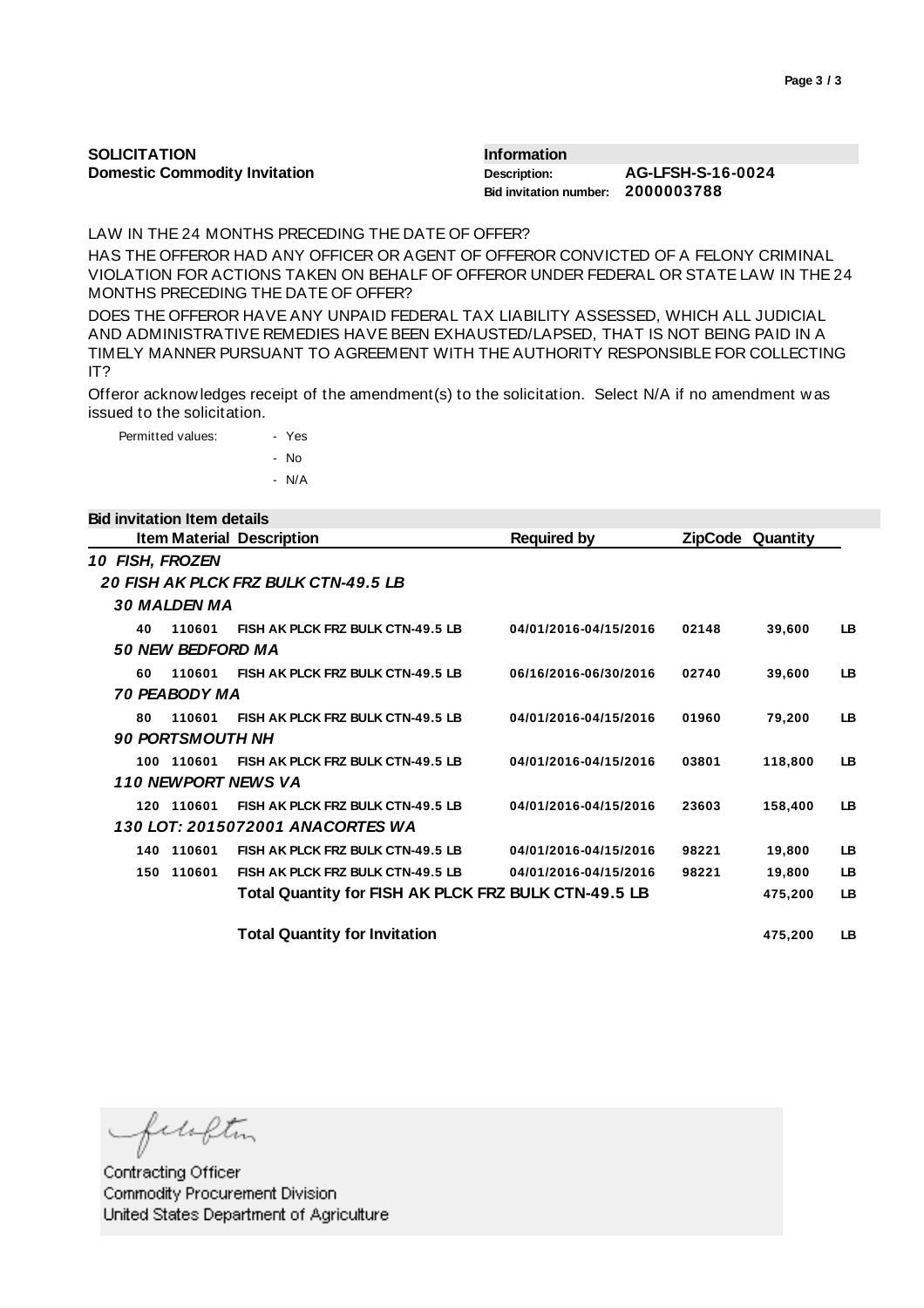**SOLICITATION**
**Domestic Commodity Invitation**

**Information**

**Description:** AG-LFSH-S-16-0024
**Bid invitation number:** 2000003788

LAW IN THE 24 MONTHS PRECEDING THE DATE OF OFFER?

HAS THE OFFEROR HAD ANY OFFICER OR AGENT OF OFFEROR CONVICTED OF A FELONY CRIMINAL VIOLATION FOR ACTIONS TAKEN ON BEHALF OF OFFEROR UNDER FEDERAL OR STATE LAW IN THE 24 MONTHS PRECEDING THE DATE OF OFFER?

DOES THE OFFEROR HAVE ANY UNPAID FEDERAL TAX LIABILITY ASSESSED, WHICH ALL JUDICIAL AND ADMINISTRATIVE REMEDIES HAVE BEEN EXHAUSTED/LAPSED, THAT IS NOT BEING PAID IN A TIMELY MANNER PURSUANT TO AGREEMENT WITH THE AUTHORITY RESPONSIBLE FOR COLLECTING IT?

Offeror acknowledges receipt of the amendment(s) to the solicitation. Select N/A if no amendment was issued to the solicitation.

Permitted values:
- Yes
- No
- N/A

**Bid invitation Item details**

| Item | Material | Description | Required by | ZipCode | Quantity | |
|---|---|---|---|---|---|---|
| *10 FISH, FROZEN* | | | | | | |
| *20 FISH AK PLCK FRZ BULK CTN-49.5 LB* | | | | | | |
| *30 MALDEN MA* | | | | | | |
| 40 | 110601 | FISH AK PLCK FRZ BULK CTN-49.5 LB | 04/01/2016-04/15/2016 | 02148 | 39,600 | LB |
| *50 NEW BEDFORD MA* | | | | | | |
| 60 | 110601 | FISH AK PLCK FRZ BULK CTN-49.5 LB | 06/16/2016-06/30/2016 | 02740 | 39,600 | LB |
| *70 PEABODY MA* | | | | | | |
| 80 | 110601 | FISH AK PLCK FRZ BULK CTN-49.5 LB | 04/01/2016-04/15/2016 | 01960 | 79,200 | LB |
| *90 PORTSMOUTH NH* | | | | | | |
| 100 | 110601 | FISH AK PLCK FRZ BULK CTN-49.5 LB | 04/01/2016-04/15/2016 | 03801 | 118,800 | LB |
| *110 NEWPORT NEWS VA* | | | | | | |
| 120 | 110601 | FISH AK PLCK FRZ BULK CTN-49.5 LB | 04/01/2016-04/15/2016 | 23603 | 158,400 | LB |
| *130 LOT: 2015072001 ANACORTES WA* | | | | | | |
| 140 | 110601 | FISH AK PLCK FRZ BULK CTN-49.5 LB | 04/01/2016-04/15/2016 | 98221 | 19,800 | LB |
| 150 | 110601 | FISH AK PLCK FRZ BULK CTN-49.5 LB | 04/01/2016-04/15/2016 | 98221 | 19,800 | LB |
| | | **Total Quantity for FISH AK PLCK FRZ BULK CTN-49.5 LB** | | | 475,200 | LB |
| | | **Total Quantity for Invitation** | | | 475,200 | LB |

Contracting Officer
Commodity Procurement Division
United States Department of Agriculture